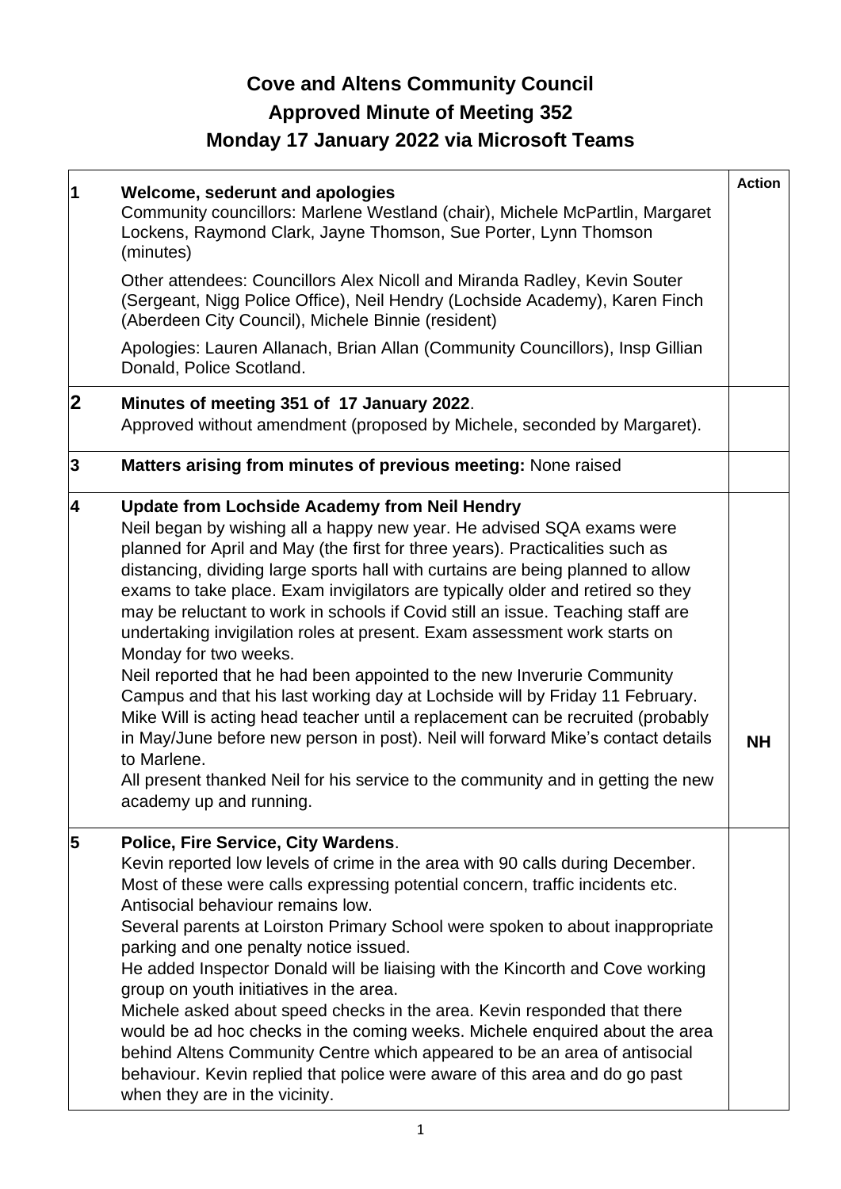# Cove and Altens Community Council

## Approved Minute of Meeting 352

## Monday 17 January 2022 via Microsoft Teams

| | | Action |
|---|---|---|
| 1 | **Welcome, sederunt and apologies**<br>Community councillors: Marlene Westland (chair), Michele McPartlin, Margaret Lockens, Raymond Clark, Jayne Thomson, Sue Porter, Lynn Thomson (minutes)<br><br>Other attendees: Councillors Alex Nicoll and Miranda Radley, Kevin Souter (Sergeant, Nigg Police Office), Neil Hendry (Lochside Academy), Karen Finch (Aberdeen City Council), Michele Binnie (resident)<br><br>Apologies: Lauren Allanach, Brian Allan (Community Councillors), Insp Gillian Donald, Police Scotland. | |
| 2 | **Minutes of meeting 351 of 17 January 2022**.<br>Approved without amendment (proposed by Michele, seconded by Margaret). | |
| 3 | **Matters arising from minutes of previous meeting:** None raised | |
| 4 | **Update from Lochside Academy from Neil Hendry**<br>Neil began by wishing all a happy new year. He advised SQA exams were planned for April and May (the first for three years). Practicalities such as distancing, dividing large sports hall with curtains are being planned to allow exams to take place. Exam invigilators are typically older and retired so they may be reluctant to work in schools if Covid still an issue. Teaching staff are undertaking invigilation roles at present. Exam assessment work starts on Monday for two weeks.<br>Neil reported that he had been appointed to the new Inverurie Community Campus and that his last working day at Lochside will by Friday 11 February. Mike Will is acting head teacher until a replacement can be recruited (probably in May/June before new person in post). Neil will forward Mike's contact details to Marlene.<br>All present thanked Neil for his service to the community and in getting the new academy up and running. | **NH** |
| 5 | **Police, Fire Service, City Wardens**.<br>Kevin reported low levels of crime in the area with 90 calls during December. Most of these were calls expressing potential concern, traffic incidents etc. Antisocial behaviour remains low.<br>Several parents at Loirston Primary School were spoken to about inappropriate parking and one penalty notice issued.<br>He added Inspector Donald will be liaising with the Kincorth and Cove working group on youth initiatives in the area.<br>Michele asked about speed checks in the area. Kevin responded that there would be ad hoc checks in the coming weeks. Michele enquired about the area behind Altens Community Centre which appeared to be an area of antisocial behaviour. Kevin replied that police were aware of this area and do go past when they are in the vicinity. | |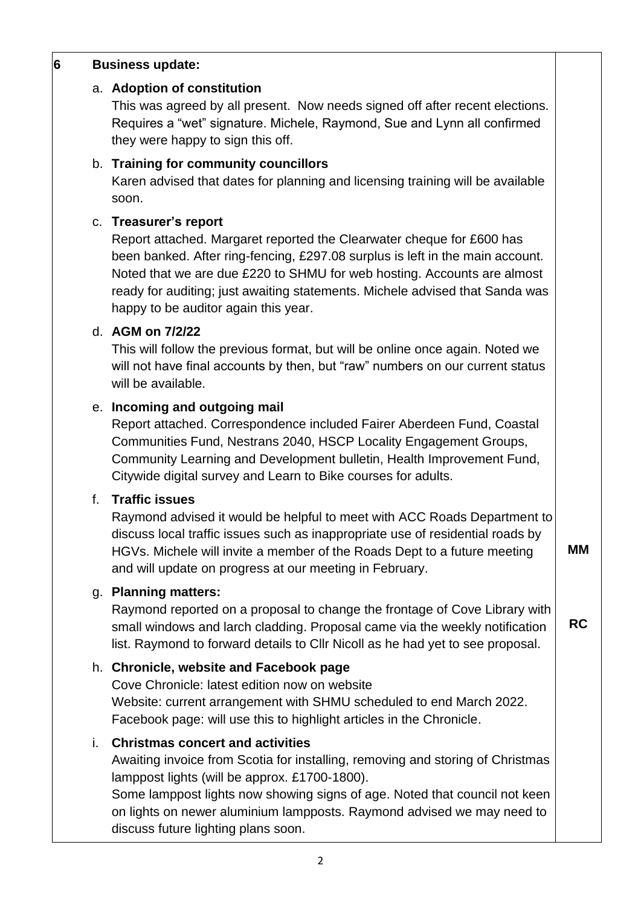| 6 | **Business update:** | |
|---|---|---|
| | a. **Adoption of constitution**<br>This was agreed by all present. Now needs signed off after recent elections. Requires a "wet" signature. Michele, Raymond, Sue and Lynn all confirmed they were happy to sign this off. | |
| | b. **Training for community councillors**<br>Karen advised that dates for planning and licensing training will be available soon. | |
| | c. **Treasurer's report**<br>Report attached. Margaret reported the Clearwater cheque for £600 has been banked. After ring-fencing, £297.08 surplus is left in the main account. Noted that we are due £220 to SHMU for web hosting. Accounts are almost ready for auditing; just awaiting statements. Michele advised that Sanda was happy to be auditor again this year. | |
| | d. **AGM on 7/2/22**<br>This will follow the previous format, but will be online once again. Noted we will not have final accounts by then, but "raw" numbers on our current status will be available. | |
| | e. **Incoming and outgoing mail**<br>Report attached. Correspondence included Fairer Aberdeen Fund, Coastal Communities Fund, Nestrans 2040, HSCP Locality Engagement Groups, Community Learning and Development bulletin, Health Improvement Fund, Citywide digital survey and Learn to Bike courses for adults. | |
| | f. **Traffic issues**<br>Raymond advised it would be helpful to meet with ACC Roads Department to discuss local traffic issues such as inappropriate use of residential roads by HGVs. Michele will invite a member of the Roads Dept to a future meeting and will update on progress at our meeting in February. | **MM** |
| | g. **Planning matters:**<br>Raymond reported on a proposal to change the frontage of Cove Library with small windows and larch cladding. Proposal came via the weekly notification list. Raymond to forward details to Cllr Nicoll as he had yet to see proposal. | **RC** |
| | h. **Chronicle, website and Facebook page**<br>Cove Chronicle: latest edition now on website<br>Website: current arrangement with SHMU scheduled to end March 2022.<br>Facebook page: will use this to highlight articles in the Chronicle. | |
| | i. **Christmas concert and activities**<br>Awaiting invoice from Scotia for installing, removing and storing of Christmas lamppost lights (will be approx. £1700-1800).<br>Some lamppost lights now showing signs of age. Noted that council not keen on lights on newer aluminium lampposts. Raymond advised we may need to discuss future lighting plans soon. | |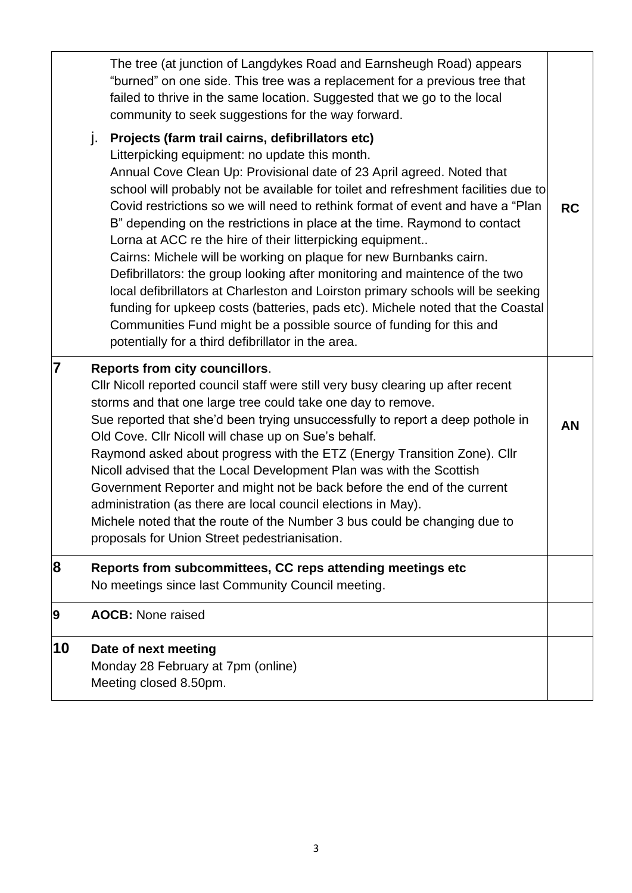| | | |
|---|---|---|
| | The tree (at junction of Langdykes Road and Earnsheugh Road) appears "burned" on one side. This tree was a replacement for a previous tree that failed to thrive in the same location. Suggested that we go to the local community to seek suggestions for the way forward.<br><br>j. **Projects (farm trail cairns, defibrillators etc)**<br>Litterpicking equipment: no update this month.<br>Annual Cove Clean Up: Provisional date of 23 April agreed. Noted that school will probably not be available for toilet and refreshment facilities due to Covid restrictions so we will need to rethink format of event and have a "Plan B" depending on the restrictions in place at the time. Raymond to contact Lorna at ACC re the hire of their litterpicking equipment..<br>Cairns: Michele will be working on plaque for new Burnbanks cairn.<br>Defibrillators: the group looking after monitoring and maintence of the two local defibrillators at Charleston and Loirston primary schools will be seeking funding for upkeep costs (batteries, pads etc). Michele noted that the Coastal Communities Fund might be a possible source of funding for this and potentially for a third defibrillator in the area. | **RC** |
| **7** | **Reports from city councillors**.<br>Cllr Nicoll reported council staff were still very busy clearing up after recent storms and that one large tree could take one day to remove.<br>Sue reported that she'd been trying unsuccessfully to report a deep pothole in Old Cove. Cllr Nicoll will chase up on Sue's behalf.<br>Raymond asked about progress with the ETZ (Energy Transition Zone). Cllr Nicoll advised that the Local Development Plan was with the Scottish Government Reporter and might not be back before the end of the current administration (as there are local council elections in May).<br>Michele noted that the route of the Number 3 bus could be changing due to proposals for Union Street pedestrianisation. | **AN** |
| **8** | **Reports from subcommittees, CC reps attending meetings etc**<br>No meetings since last Community Council meeting. | |
| **9** | **AOCB:** None raised | |
| **10** | **Date of next meeting**<br>Monday 28 February at 7pm (online)<br>Meeting closed 8.50pm. | |